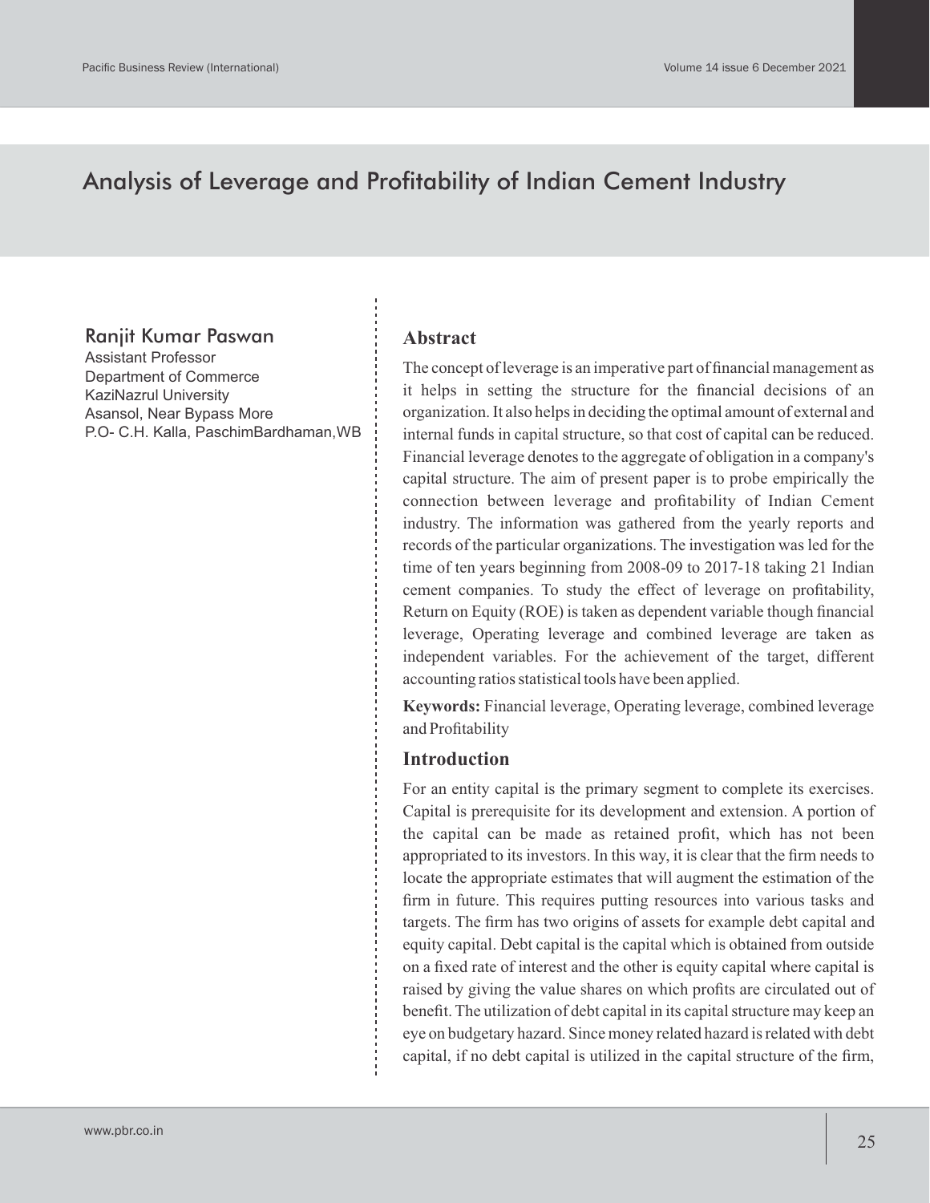# Analysis of Leverage and Profitability of Indian Cement Industry

**Ranjit Kumar Paswan**
Assistant Professor
Department of Commerce
KaziNazrul University
Asansol, Near Bypass More
P.O- C.H. Kalla, PaschimBardhaman,WB

## Abstract

The concept of leverage is an imperative part of financial management as it helps in setting the structure for the financial decisions of an organization. It also helps in deciding the optimal amount of external and internal funds in capital structure, so that cost of capital can be reduced. Financial leverage denotes to the aggregate of obligation in a company's capital structure. The aim of present paper is to probe empirically the connection between leverage and profitability of Indian Cement industry. The information was gathered from the yearly reports and records of the particular organizations. The investigation was led for the time of ten years beginning from 2008-09 to 2017-18 taking 21 Indian cement companies. To study the effect of leverage on profitability, Return on Equity (ROE) is taken as dependent variable though financial leverage, Operating leverage and combined leverage are taken as independent variables. For the achievement of the target, different accounting ratios statistical tools have been applied.

**Keywords:** Financial leverage, Operating leverage, combined leverage and Profitability

## Introduction

For an entity capital is the primary segment to complete its exercises. Capital is prerequisite for its development and extension. A portion of the capital can be made as retained profit, which has not been appropriated to its investors. In this way, it is clear that the firm needs to locate the appropriate estimates that will augment the estimation of the firm in future. This requires putting resources into various tasks and targets. The firm has two origins of assets for example debt capital and equity capital. Debt capital is the capital which is obtained from outside on a fixed rate of interest and the other is equity capital where capital is raised by giving the value shares on which profits are circulated out of benefit. The utilization of debt capital in its capital structure may keep an eye on budgetary hazard. Since money related hazard is related with debt capital, if no debt capital is utilized in the capital structure of the firm,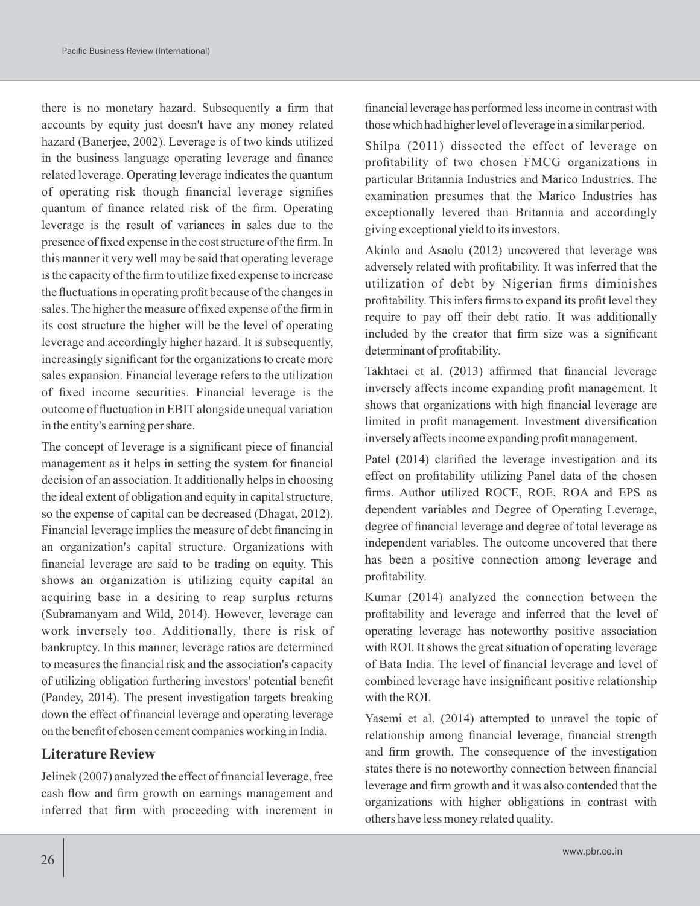there is no monetary hazard. Subsequently a firm that accounts by equity just doesn't have any money related hazard (Banerjee, 2002). Leverage is of two kinds utilized in the business language operating leverage and finance related leverage. Operating leverage indicates the quantum of operating risk though financial leverage signifies quantum of finance related risk of the firm. Operating leverage is the result of variances in sales due to the presence of fixed expense in the cost structure of the firm. In this manner it very well may be said that operating leverage is the capacity of the firm to utilize fixed expense to increase the fluctuations in operating profit because of the changes in sales. The higher the measure of fixed expense of the firm in its cost structure the higher will be the level of operating leverage and accordingly higher hazard. It is subsequently, increasingly significant for the organizations to create more sales expansion. Financial leverage refers to the utilization of fixed income securities. Financial leverage is the outcome of fluctuation in EBIT alongside unequal variation in the entity's earning per share.

The concept of leverage is a significant piece of financial management as it helps in setting the system for financial decision of an association. It additionally helps in choosing the ideal extent of obligation and equity in capital structure, so the expense of capital can be decreased (Dhagat, 2012). Financial leverage implies the measure of debt financing in an organization's capital structure. Organizations with financial leverage are said to be trading on equity. This shows an organization is utilizing equity capital an acquiring base in a desiring to reap surplus returns (Subramanyam and Wild, 2014). However, leverage can work inversely too. Additionally, there is risk of bankruptcy. In this manner, leverage ratios are determined to measures the financial risk and the association's capacity of utilizing obligation furthering investors' potential benefit (Pandey, 2014). The present investigation targets breaking down the effect of financial leverage and operating leverage on the benefit of chosen cement companies working in India.

## Literature Review

Jelinek (2007) analyzed the effect of financial leverage, free cash flow and firm growth on earnings management and inferred that firm with proceeding with increment in financial leverage has performed less income in contrast with those which had higher level of leverage in a similar period.

Shilpa (2011) dissected the effect of leverage on profitability of two chosen FMCG organizations in particular Britannia Industries and Marico Industries. The examination presumes that the Marico Industries has exceptionally levered than Britannia and accordingly giving exceptional yield to its investors.

Akinlo and Asaolu (2012) uncovered that leverage was adversely related with profitability. It was inferred that the utilization of debt by Nigerian firms diminishes profitability. This infers firms to expand its profit level they require to pay off their debt ratio. It was additionally included by the creator that firm size was a significant determinant of profitability.

Takhtaei et al. (2013) affirmed that financial leverage inversely affects income expanding profit management. It shows that organizations with high financial leverage are limited in profit management. Investment diversification inversely affects income expanding profit management.

Patel (2014) clarified the leverage investigation and its effect on profitability utilizing Panel data of the chosen firms. Author utilized ROCE, ROE, ROA and EPS as dependent variables and Degree of Operating Leverage, degree of financial leverage and degree of total leverage as independent variables. The outcome uncovered that there has been a positive connection among leverage and profitability.

Kumar (2014) analyzed the connection between the profitability and leverage and inferred that the level of operating leverage has noteworthy positive association with ROI. It shows the great situation of operating leverage of Bata India. The level of financial leverage and level of combined leverage have insignificant positive relationship with the ROI.

Yasemi et al. (2014) attempted to unravel the topic of relationship among financial leverage, financial strength and firm growth. The consequence of the investigation states there is no noteworthy connection between financial leverage and firm growth and it was also contended that the organizations with higher obligations in contrast with others have less money related quality.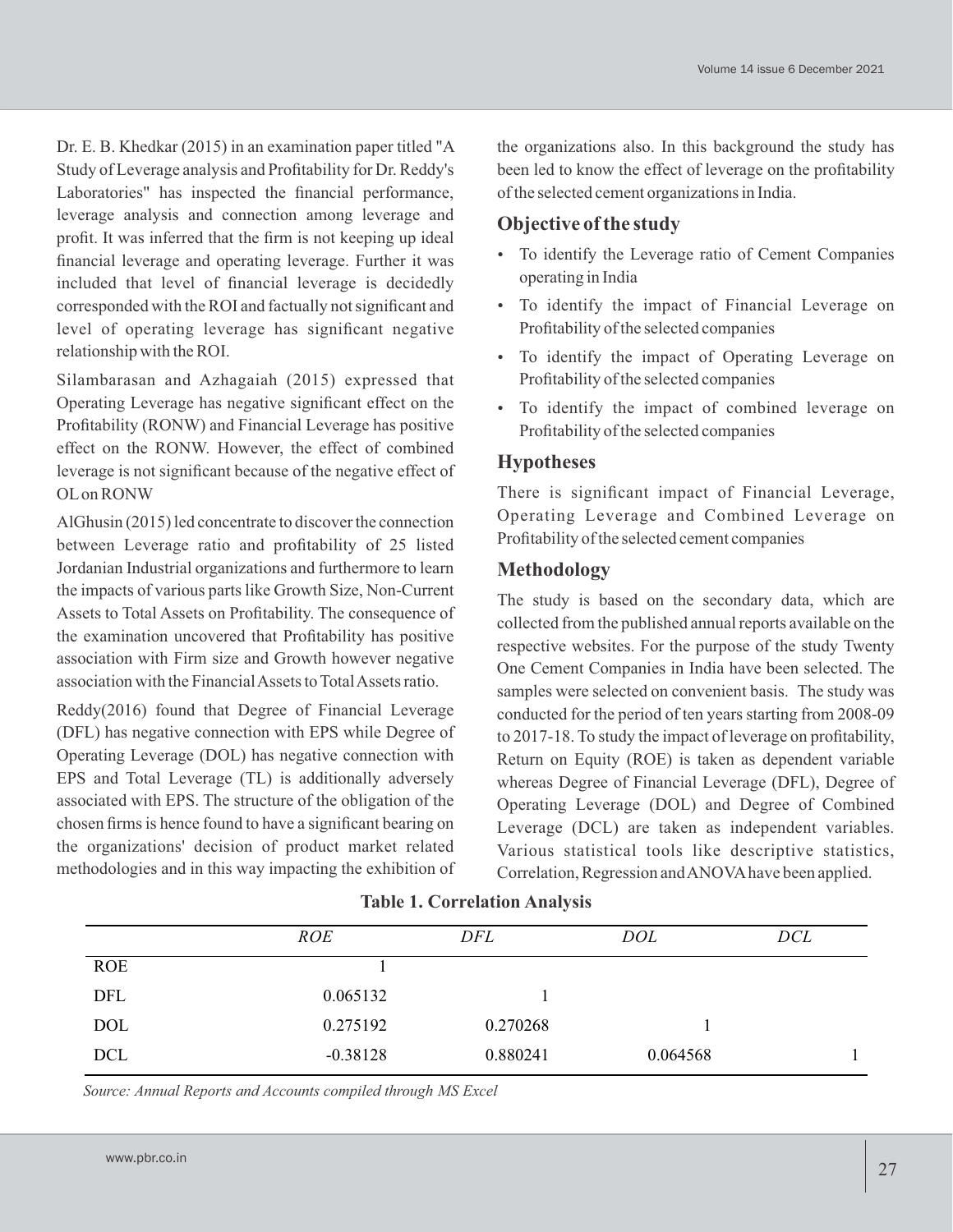Dr. E. B. Khedkar (2015) in an examination paper titled "A Study of Leverage analysis and Profitability for Dr. Reddy's Laboratories" has inspected the financial performance, leverage analysis and connection among leverage and profit. It was inferred that the firm is not keeping up ideal financial leverage and operating leverage. Further it was included that level of financial leverage is decidedly corresponded with the ROI and factually not significant and level of operating leverage has significant negative relationship with the ROI.

Silambarasan and Azhagaiah (2015) expressed that Operating Leverage has negative significant effect on the Profitability (RONW) and Financial Leverage has positive effect on the RONW. However, the effect of combined leverage is not significant because of the negative effect of OL on RONW

AlGhusin (2015) led concentrate to discover the connection between Leverage ratio and profitability of 25 listed Jordanian Industrial organizations and furthermore to learn the impacts of various parts like Growth Size, Non-Current Assets to Total Assets on Profitability. The consequence of the examination uncovered that Profitability has positive association with Firm size and Growth however negative association with the Financial Assets to Total Assets ratio.

Reddy(2016) found that Degree of Financial Leverage (DFL) has negative connection with EPS while Degree of Operating Leverage (DOL) has negative connection with EPS and Total Leverage (TL) is additionally adversely associated with EPS. The structure of the obligation of the chosen firms is hence found to have a significant bearing on the organizations' decision of product market related methodologies and in this way impacting the exhibition of the organizations also. In this background the study has been led to know the effect of leverage on the profitability of the selected cement organizations in India.

## Objective of the study

- To identify the Leverage ratio of Cement Companies operating in India
- To identify the impact of Financial Leverage on Profitability of the selected companies
- To identify the impact of Operating Leverage on Profitability of the selected companies
- To identify the impact of combined leverage on Profitability of the selected companies

## Hypotheses

There is significant impact of Financial Leverage, Operating Leverage and Combined Leverage on Profitability of the selected cement companies

## Methodology

The study is based on the secondary data, which are collected from the published annual reports available on the respective websites. For the purpose of the study Twenty One Cement Companies in India have been selected. The samples were selected on convenient basis. The study was conducted for the period of ten years starting from 2008-09 to 2017-18. To study the impact of leverage on profitability, Return on Equity (ROE) is taken as dependent variable whereas Degree of Financial Leverage (DFL), Degree of Operating Leverage (DOL) and Degree of Combined Leverage (DCL) are taken as independent variables. Various statistical tools like descriptive statistics, Correlation, Regression and ANOVA have been applied.

**Table 1. Correlation Analysis**

| | *ROE* | *DFL* | *DOL* | *DCL* |
|---|---|---|---|---|
| ROE | 1 | | | |
| DFL | 0.065132 | 1 | | |
| DOL | 0.275192 | 0.270268 | 1 | |
| DCL | -0.38128 | 0.880241 | 0.064568 | 1 |

*Source: Annual Reports and Accounts compiled through MS Excel*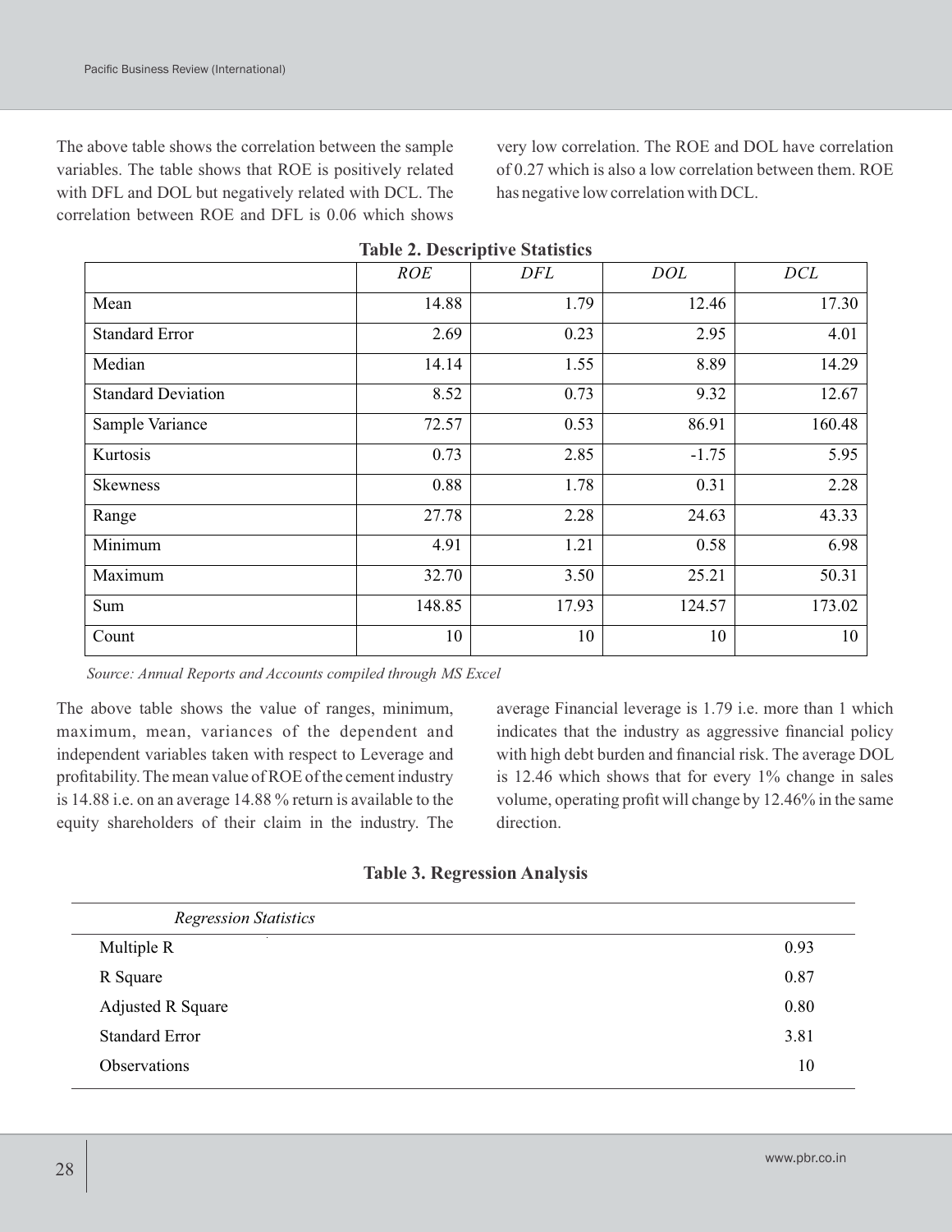The above table shows the correlation between the sample variables. The table shows that ROE is positively related with DFL and DOL but negatively related with DCL. The correlation between ROE and DFL is 0.06 which shows very low correlation. The ROE and DOL have correlation of 0.27 which is also a low correlation between them. ROE has negative low correlation with DCL.

**Table 2. Descriptive Statistics**

| | *ROE* | *DFL* | *DOL* | *DCL* |
|---|---|---|---|---|
| Mean | 14.88 | 1.79 | 12.46 | 17.30 |
| Standard Error | 2.69 | 0.23 | 2.95 | 4.01 |
| Median | 14.14 | 1.55 | 8.89 | 14.29 |
| Standard Deviation | 8.52 | 0.73 | 9.32 | 12.67 |
| Sample Variance | 72.57 | 0.53 | 86.91 | 160.48 |
| Kurtosis | 0.73 | 2.85 | -1.75 | 5.95 |
| Skewness | 0.88 | 1.78 | 0.31 | 2.28 |
| Range | 27.78 | 2.28 | 24.63 | 43.33 |
| Minimum | 4.91 | 1.21 | 0.58 | 6.98 |
| Maximum | 32.70 | 3.50 | 25.21 | 50.31 |
| Sum | 148.85 | 17.93 | 124.57 | 173.02 |
| Count | 10 | 10 | 10 | 10 |

*Source: Annual Reports and Accounts compiled through MS Excel*

The above table shows the value of ranges, minimum, maximum, mean, variances of the dependent and independent variables taken with respect to Leverage and profitability. The mean value of ROE of the cement industry is 14.88 i.e. on an average 14.88 % return is available to the equity shareholders of their claim in the industry. The average Financial leverage is 1.79 i.e. more than 1 which indicates that the industry as aggressive financial policy with high debt burden and financial risk. The average DOL is 12.46 which shows that for every 1% change in sales volume, operating profit will change by 12.46% in the same direction.

**Table 3. Regression Analysis**

| *Regression Statistics* | |
|---|---|
| Multiple R | 0.93 |
| R Square | 0.87 |
| Adjusted R Square | 0.80 |
| Standard Error | 3.81 |
| Observations | 10 |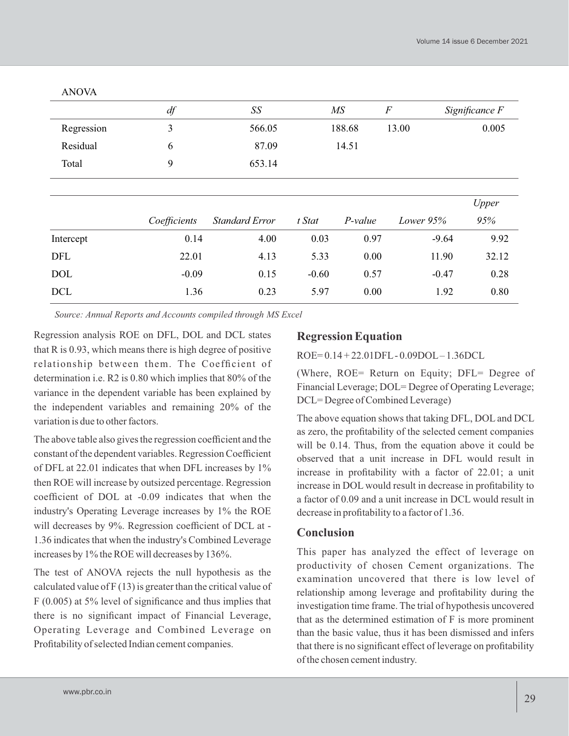ANOVA

| | *df* | *SS* | *MS* | *F* | *Significance F* |
|---|---|---|---|---|---|
| Regression | 3 | 566.05 | 188.68 | 13.00 | 0.005 |
| Residual | 6 | 87.09 | 14.51 | | |
| Total | 9 | 653.14 | | | |

| | *Coefficients* | *Standard Error* | *t Stat* | *P-value* | *Lower 95%* | *Upper 95%* |
|---|---|---|---|---|---|---|
| Intercept | 0.14 | 4.00 | 0.03 | 0.97 | -9.64 | 9.92 |
| DFL | 22.01 | 4.13 | 5.33 | 0.00 | 11.90 | 32.12 |
| DOL | -0.09 | 0.15 | -0.60 | 0.57 | -0.47 | 0.28 |
| DCL | 1.36 | 0.23 | 5.97 | 0.00 | 1.92 | 0.80 |

*Source: Annual Reports and Accounts compiled through MS Excel*

Regression analysis ROE on DFL, DOL and DCL states that R is 0.93, which means there is high degree of positive relationship between them. The Coefficient of determination i.e. R2 is 0.80 which implies that 80% of the variance in the dependent variable has been explained by the independent variables and remaining 20% of the variation is due to other factors.

The above table also gives the regression coefficient and the constant of the dependent variables. Regression Coefficient of DFL at 22.01 indicates that when DFL increases by 1% then ROE will increase by outsized percentage. Regression coefficient of DOL at -0.09 indicates that when the industry's Operating Leverage increases by 1% the ROE will decreases by 9%. Regression coefficient of DCL at -1.36 indicates that when the industry's Combined Leverage increases by 1% the ROE will decreases by 136%.

The test of ANOVA rejects the null hypothesis as the calculated value of F (13) is greater than the critical value of F (0.005) at 5% level of significance and thus implies that there is no significant impact of Financial Leverage, Operating Leverage and Combined Leverage on Profitability of selected Indian cement companies.

## Regression Equation

ROE= 0.14 + 22.01DFL - 0.09DOL – 1.36DCL

(Where, ROE= Return on Equity; DFL= Degree of Financial Leverage; DOL= Degree of Operating Leverage; DCL= Degree of Combined Leverage)

The above equation shows that taking DFL, DOL and DCL as zero, the profitability of the selected cement companies will be 0.14. Thus, from the equation above it could be observed that a unit increase in DFL would result in increase in profitability with a factor of 22.01; a unit increase in DOL would result in decrease in profitability to a factor of 0.09 and a unit increase in DCL would result in decrease in profitability to a factor of 1.36.

## Conclusion

This paper has analyzed the effect of leverage on productivity of chosen Cement organizations. The examination uncovered that there is low level of relationship among leverage and profitability during the investigation time frame. The trial of hypothesis uncovered that as the determined estimation of F is more prominent than the basic value, thus it has been dismissed and infers that there is no significant effect of leverage on profitability of the chosen cement industry.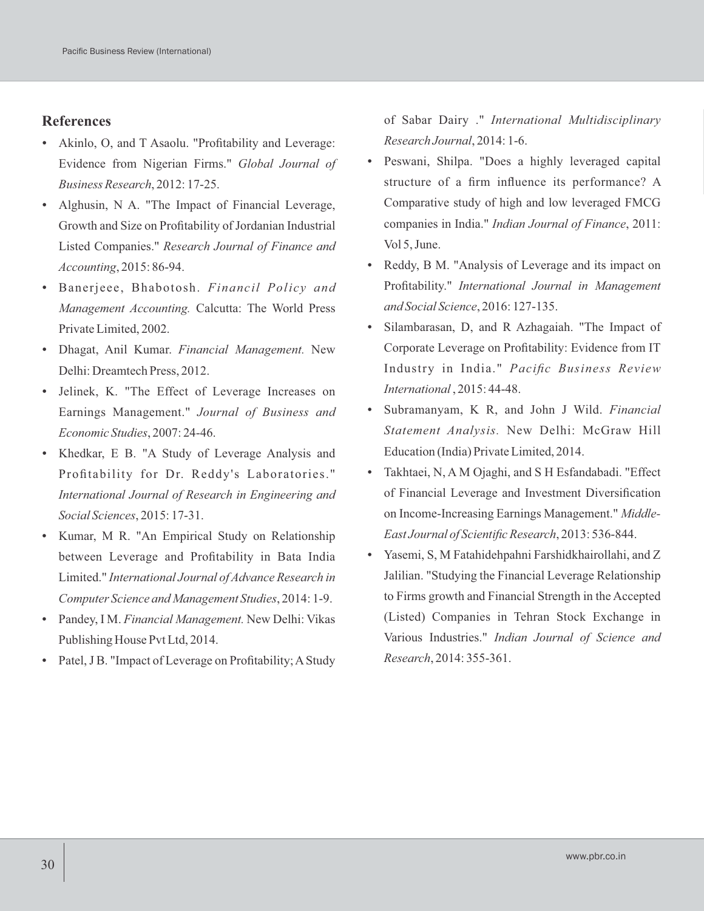## References

- Akinlo, O, and T Asaolu. "Profitability and Leverage: Evidence from Nigerian Firms." *Global Journal of Business Research*, 2012: 17-25.
- Alghusin, N A. "The Impact of Financial Leverage, Growth and Size on Profitability of Jordanian Industrial Listed Companies." *Research Journal of Finance and Accounting*, 2015: 86-94.
- Banerjeee, Bhabotosh. *Financil Policy and Management Accounting.* Calcutta: The World Press Private Limited, 2002.
- Dhagat, Anil Kumar. *Financial Management.* New Delhi: Dreamtech Press, 2012.
- Jelinek, K. "The Effect of Leverage Increases on Earnings Management." *Journal of Business and Economic Studies*, 2007: 24-46.
- Khedkar, E B. "A Study of Leverage Analysis and Profitability for Dr. Reddy's Laboratories." *International Journal of Research in Engineering and Social Sciences*, 2015: 17-31.
- Kumar, M R. "An Empirical Study on Relationship between Leverage and Profitability in Bata India Limited." *International Journal of Advance Research in Computer Science and Management Studies*, 2014: 1-9.
- Pandey, I M. *Financial Management.* New Delhi: Vikas Publishing House Pvt Ltd, 2014.
- Patel, J B. "Impact of Leverage on Profitability; A Study of Sabar Dairy ." *International Multidisciplinary Research Journal*, 2014: 1-6.
- Peswani, Shilpa. "Does a highly leveraged capital structure of a firm influence its performance? A Comparative study of high and low leveraged FMCG companies in India." *Indian Journal of Finance*, 2011: Vol 5, June.
- Reddy, B M. "Analysis of Leverage and its impact on Profitability." *International Journal in Management and Social Science*, 2016: 127-135.
- Silambarasan, D, and R Azhagaiah. "The Impact of Corporate Leverage on Profitability: Evidence from IT Industry in India." *Pacific Business Review International* , 2015: 44-48.
- Subramanyam, K R, and John J Wild. *Financial Statement Analysis.* New Delhi: McGraw Hill Education (India) Private Limited, 2014.
- Takhtaei, N, A M Ojaghi, and S H Esfandabadi. "Effect of Financial Leverage and Investment Diversification on Income-Increasing Earnings Management." *Middle-East Journal of Scientific Research*, 2013: 536-844.
- Yasemi, S, M Fatahidehpahni Farshidkhairollahi, and Z Jalilian. "Studying the Financial Leverage Relationship to Firms growth and Financial Strength in the Accepted (Listed) Companies in Tehran Stock Exchange in Various Industries." *Indian Journal of Science and Research*, 2014: 355-361.